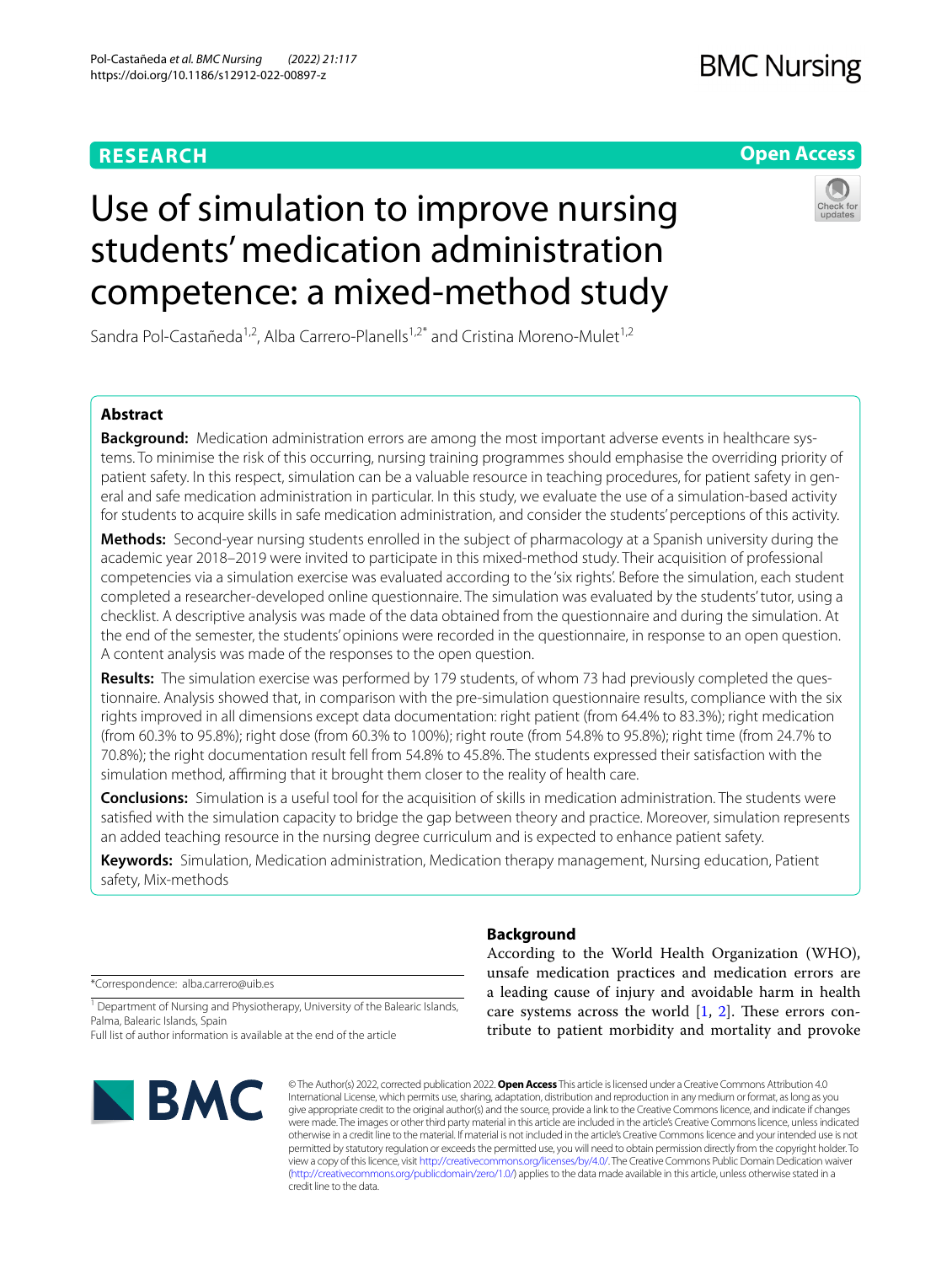RESEARCH

Open Access

# Use of simulation to improve nursing students' medication administration competence: a mixed-method study

Sandra Pol-Castañeda[1,2], Alba Carrero-Planells[1,2*] and Cristina Moreno-Mulet[1,2]

## Abstract

**Background:** Medication administration errors are among the most important adverse events in healthcare systems. To minimise the risk of this occurring, nursing training programmes should emphasise the overriding priority of patient safety. In this respect, simulation can be a valuable resource in teaching procedures, for patient safety in general and safe medication administration in particular. In this study, we evaluate the use of a simulation-based activity for students to acquire skills in safe medication administration, and consider the students' perceptions of this activity.

**Methods:** Second-year nursing students enrolled in the subject of pharmacology at a Spanish university during the academic year 2018–2019 were invited to participate in this mixed-method study. Their acquisition of professional competencies via a simulation exercise was evaluated according to the 'six rights'. Before the simulation, each student completed a researcher-developed online questionnaire. The simulation was evaluated by the students' tutor, using a checklist. A descriptive analysis was made of the data obtained from the questionnaire and during the simulation. At the end of the semester, the students' opinions were recorded in the questionnaire, in response to an open question. A content analysis was made of the responses to the open question.

**Results:** The simulation exercise was performed by 179 students, of whom 73 had previously completed the questionnaire. Analysis showed that, in comparison with the pre-simulation questionnaire results, compliance with the six rights improved in all dimensions except data documentation: right patient (from 64.4% to 83.3%); right medication (from 60.3% to 95.8%); right dose (from 60.3% to 100%); right route (from 54.8% to 95.8%); right time (from 24.7% to 70.8%); the right documentation result fell from 54.8% to 45.8%. The students expressed their satisfaction with the simulation method, affirming that it brought them closer to the reality of health care.

**Conclusions:** Simulation is a useful tool for the acquisition of skills in medication administration. The students were satisfied with the simulation capacity to bridge the gap between theory and practice. Moreover, simulation represents an added teaching resource in the nursing degree curriculum and is expected to enhance patient safety.

**Keywords:** Simulation, Medication administration, Medication therapy management, Nursing education, Patient safety, Mix-methods

*Correspondence: alba.carrero@uib.es

[1] Department of Nursing and Physiotherapy, University of the Balearic Islands, Palma, Balearic Islands, Spain

Full list of author information is available at the end of the article

## Background

According to the World Health Organization (WHO), unsafe medication practices and medication errors are a leading cause of injury and avoidable harm in health care systems across the world [1, 2]. These errors contribute to patient morbidity and mortality and provoke

© The Author(s) 2022, corrected publication 2022. **Open Access** This article is licensed under a Creative Commons Attribution 4.0 International License, which permits use, sharing, adaptation, distribution and reproduction in any medium or format, as long as you give appropriate credit to the original author(s) and the source, provide a link to the Creative Commons licence, and indicate if changes were made. The images or other third party material in this article are included in the article's Creative Commons licence, unless indicated otherwise in a credit line to the material. If material is not included in the article's Creative Commons licence and your intended use is not permitted by statutory regulation or exceeds the permitted use, you will need to obtain permission directly from the copyright holder. To view a copy of this licence, visit http://creativecommons.org/licenses/by/4.0/. The Creative Commons Public Domain Dedication waiver (http://creativecommons.org/publicdomain/zero/1.0/) applies to the data made available in this article, unless otherwise stated in a credit line to the data.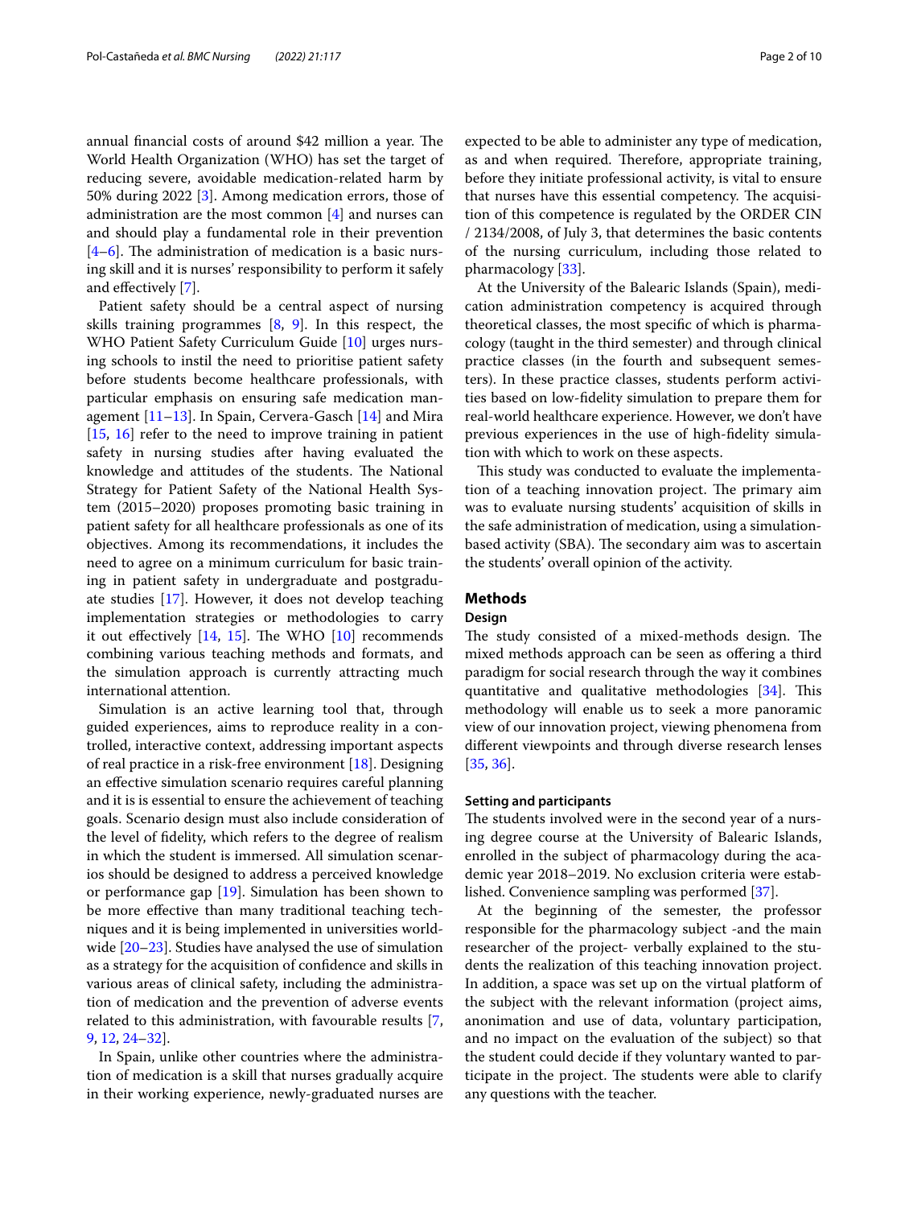annual financial costs of around $42 million a year. The World Health Organization (WHO) has set the target of reducing severe, avoidable medication-related harm by 50% during 2022 [3]. Among medication errors, those of administration are the most common [4] and nurses can and should play a fundamental role in their prevention [4–6]. The administration of medication is a basic nursing skill and it is nurses' responsibility to perform it safely and effectively [7].

Patient safety should be a central aspect of nursing skills training programmes [8, 9]. In this respect, the WHO Patient Safety Curriculum Guide [10] urges nursing schools to instil the need to prioritise patient safety before students become healthcare professionals, with particular emphasis on ensuring safe medication management [11–13]. In Spain, Cervera-Gasch [14] and Mira [15, 16] refer to the need to improve training in patient safety in nursing studies after having evaluated the knowledge and attitudes of the students. The National Strategy for Patient Safety of the National Health System (2015–2020) proposes promoting basic training in patient safety for all healthcare professionals as one of its objectives. Among its recommendations, it includes the need to agree on a minimum curriculum for basic training in patient safety in undergraduate and postgraduate studies [17]. However, it does not develop teaching implementation strategies or methodologies to carry it out effectively [14, 15]. The WHO [10] recommends combining various teaching methods and formats, and the simulation approach is currently attracting much international attention.

Simulation is an active learning tool that, through guided experiences, aims to reproduce reality in a controlled, interactive context, addressing important aspects of real practice in a risk-free environment [18]. Designing an effective simulation scenario requires careful planning and it is is essential to ensure the achievement of teaching goals. Scenario design must also include consideration of the level of fidelity, which refers to the degree of realism in which the student is immersed. All simulation scenarios should be designed to address a perceived knowledge or performance gap [19]. Simulation has been shown to be more effective than many traditional teaching techniques and it is being implemented in universities worldwide [20–23]. Studies have analysed the use of simulation as a strategy for the acquisition of confidence and skills in various areas of clinical safety, including the administration of medication and the prevention of adverse events related to this administration, with favourable results [7, 9, 12, 24–32].

In Spain, unlike other countries where the administration of medication is a skill that nurses gradually acquire in their working experience, newly-graduated nurses are expected to be able to administer any type of medication, as and when required. Therefore, appropriate training, before they initiate professional activity, is vital to ensure that nurses have this essential competency. The acquisition of this competence is regulated by the ORDER CIN / 2134/2008, of July 3, that determines the basic contents of the nursing curriculum, including those related to pharmacology [33].

At the University of the Balearic Islands (Spain), medication administration competency is acquired through theoretical classes, the most specific of which is pharmacology (taught in the third semester) and through clinical practice classes (in the fourth and subsequent semesters). In these practice classes, students perform activities based on low-fidelity simulation to prepare them for real-world healthcare experience. However, we don't have previous experiences in the use of high-fidelity simulation with which to work on these aspects.

This study was conducted to evaluate the implementation of a teaching innovation project. The primary aim was to evaluate nursing students' acquisition of skills in the safe administration of medication, using a simulation-based activity (SBA). The secondary aim was to ascertain the students' overall opinion of the activity.

## Methods

### Design

The study consisted of a mixed-methods design. The mixed methods approach can be seen as offering a third paradigm for social research through the way it combines quantitative and qualitative methodologies [34]. This methodology will enable us to seek a more panoramic view of our innovation project, viewing phenomena from different viewpoints and through diverse research lenses [35, 36].

### Setting and participants

The students involved were in the second year of a nursing degree course at the University of Balearic Islands, enrolled in the subject of pharmacology during the academic year 2018–2019. No exclusion criteria were established. Convenience sampling was performed [37].

At the beginning of the semester, the professor responsible for the pharmacology subject -and the main researcher of the project- verbally explained to the students the realization of this teaching innovation project. In addition, a space was set up on the virtual platform of the subject with the relevant information (project aims, anonimation and use of data, voluntary participation, and no impact on the evaluation of the subject) so that the student could decide if they voluntary wanted to participate in the project. The students were able to clarify any questions with the teacher.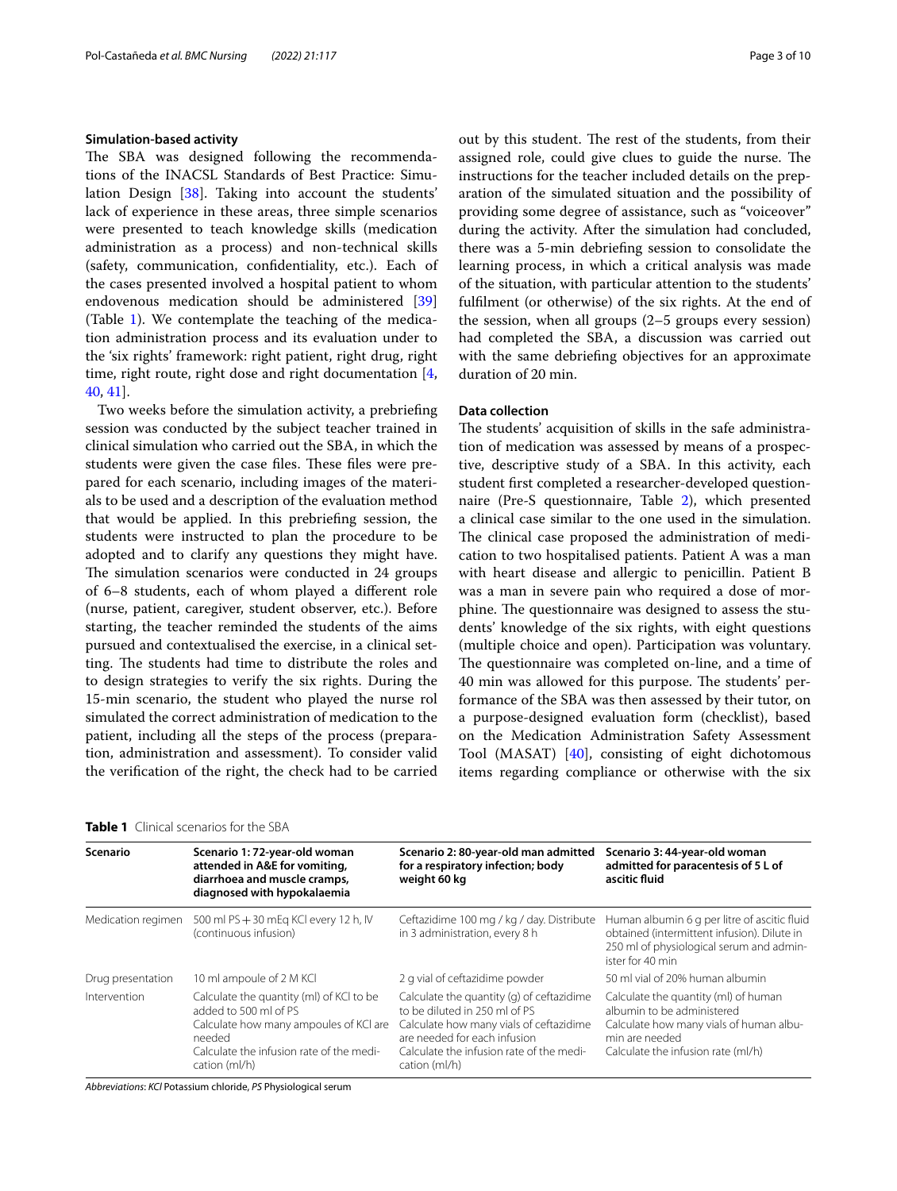### Simulation-based activity

The SBA was designed following the recommendations of the INACSL Standards of Best Practice: Simulation Design [38]. Taking into account the students' lack of experience in these areas, three simple scenarios were presented to teach knowledge skills (medication administration as a process) and non-technical skills (safety, communication, confidentiality, etc.). Each of the cases presented involved a hospital patient to whom endovenous medication should be administered [39] (Table 1). We contemplate the teaching of the medication administration process and its evaluation under to the 'six rights' framework: right patient, right drug, right time, right route, right dose and right documentation [4, 40, 41].

Two weeks before the simulation activity, a prebriefing session was conducted by the subject teacher trained in clinical simulation who carried out the SBA, in which the students were given the case files. These files were prepared for each scenario, including images of the materials to be used and a description of the evaluation method that would be applied. In this prebriefing session, the students were instructed to plan the procedure to be adopted and to clarify any questions they might have. The simulation scenarios were conducted in 24 groups of 6–8 students, each of whom played a different role (nurse, patient, caregiver, student observer, etc.). Before starting, the teacher reminded the students of the aims pursued and contextualised the exercise, in a clinical setting. The students had time to distribute the roles and to design strategies to verify the six rights. During the 15-min scenario, the student who played the nurse rol simulated the correct administration of medication to the patient, including all the steps of the process (preparation, administration and assessment). To consider valid the verification of the right, the check had to be carried out by this student. The rest of the students, from their assigned role, could give clues to guide the nurse. The instructions for the teacher included details on the preparation of the simulated situation and the possibility of providing some degree of assistance, such as "voiceover" during the activity. After the simulation had concluded, there was a 5-min debriefing session to consolidate the learning process, in which a critical analysis was made of the situation, with particular attention to the students' fulfilment (or otherwise) of the six rights. At the end of the session, when all groups (2–5 groups every session) had completed the SBA, a discussion was carried out with the same debriefing objectives for an approximate duration of 20 min.

### Data collection

The students' acquisition of skills in the safe administration of medication was assessed by means of a prospective, descriptive study of a SBA. In this activity, each student first completed a researcher-developed questionnaire (Pre-S questionnaire, Table 2), which presented a clinical case similar to the one used in the simulation. The clinical case proposed the administration of medication to two hospitalised patients. Patient A was a man with heart disease and allergic to penicillin. Patient B was a man in severe pain who required a dose of morphine. The questionnaire was designed to assess the students' knowledge of the six rights, with eight questions (multiple choice and open). Participation was voluntary. The questionnaire was completed on-line, and a time of 40 min was allowed for this purpose. The students' performance of the SBA was then assessed by their tutor, on a purpose-designed evaluation form (checklist), based on the Medication Administration Safety Assessment Tool (MASAT) [40], consisting of eight dichotomous items regarding compliance or otherwise with the six

**Table 1** Clinical scenarios for the SBA

| Scenario | Scenario 1: 72-year-old woman attended in A&E for vomiting, diarrhoea and muscle cramps, diagnosed with hypokalaemia | Scenario 2: 80-year-old man admitted for a respiratory infection; body weight 60 kg | Scenario 3: 44-year-old woman admitted for paracentesis of 5 L of ascitic fluid |
|---|---|---|---|
| Medication regimen | 500 ml PS + 30 mEq KCl every 12 h, IV (continuous infusion) | Ceftazidime 100 mg / kg / day. Distribute in 3 administration, every 8 h | Human albumin 6 g per litre of ascitic fluid obtained (intermittent infusion). Dilute in 250 ml of physiological serum and administer for 40 min |
| Drug presentation | 10 ml ampoule of 2 M KCl | 2 g vial of ceftazidime powder | 50 ml vial of 20% human albumin |
| Intervention | Calculate the quantity (ml) of KCl to be added to 500 ml of PS<br>Calculate how many ampoules of KCl are needed<br>Calculate the infusion rate of the medication (ml/h) | Calculate the quantity (g) of ceftazidime to be diluted in 250 ml of PS<br>Calculate how many vials of ceftazidime are needed for each infusion<br>Calculate the infusion rate of the medication (ml/h) | Calculate the quantity (ml) of human albumin to be administered<br>Calculate how many vials of human albumin are needed<br>Calculate the infusion rate (ml/h) |

*Abbreviations*: *KCl* Potassium chloride, *PS* Physiological serum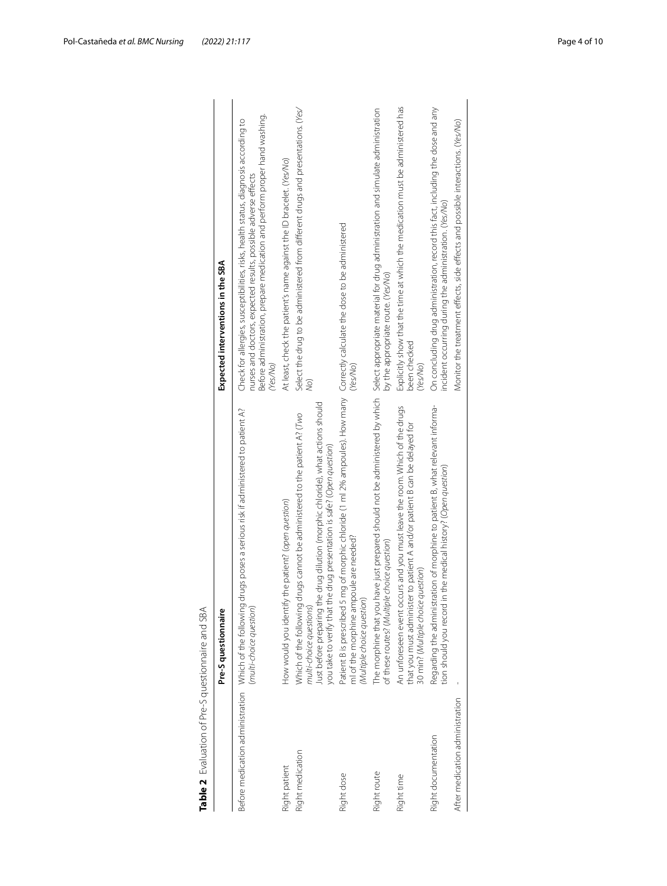**Table 2** Evaluation of Pre-S questionnaire and SBA

| | Pre-S questionnaire | Expected interventions in the SBA |
|---|---|---|
| Before medication administration | Which of the following drugs poses a serious risk if administered to patient A? *(multi-choice question)* | Check for allergies, susceptibilities, risks, health status, diagnosis according to nurses and doctors, expected results, possible adverse effects<br>Before administration, prepare medication and perform proper hand washing. *(Yes/No)* |
| Right patient | How would you identify the patient? *(open question)* | At least, check the patient's name against the ID bracelet. *(Yes/No)* |
| Right medication | Which of the following drugs cannot be administered to the patient A? *(Two multi-choice questions)*<br>Just before preparing the drug dilution (morphic chloride), what actions should you take to verify that the drug presentation is safe? *(Open question)* | Select the drug to be administered from different drugs and presentations. *(Yes/No)* |
| Right dose | Patient B is prescribed 5 mg of morphic chloride (1 ml 2% ampoules). How many ml of the morphine ampoule are needed? *(Multiple choice question)* | Correctly calculate the dose to be administered *(Yes/No)* |
| Right route | The morphine that you have just prepared should not be administered by which of these routes? *(Multiple choice question)* | Select appropriate material for drug administration and simulate administration by the appropriate route. *(Yes/No)* |
| Right time | An unforeseen event occurs and you must leave the room. Which of the drugs that you must administer to patient A and/or patient B can be delayed for 30 min? *(Multiple choice question)* | Explicitly show that the time at which the medication must be administered has been checked *(Yes/No)* |
| Right documentation | Regarding the administration of morphine to patient B, what relevant information should you record in the medical history? *(Open question)* | On concluding drug administration, record this fact, including the dose and any incident occurring during the administration. *(Yes/No)* |
| After medication administration | - | Monitor the treatment effects, side effects and possible interactions. *(Yes/No)* |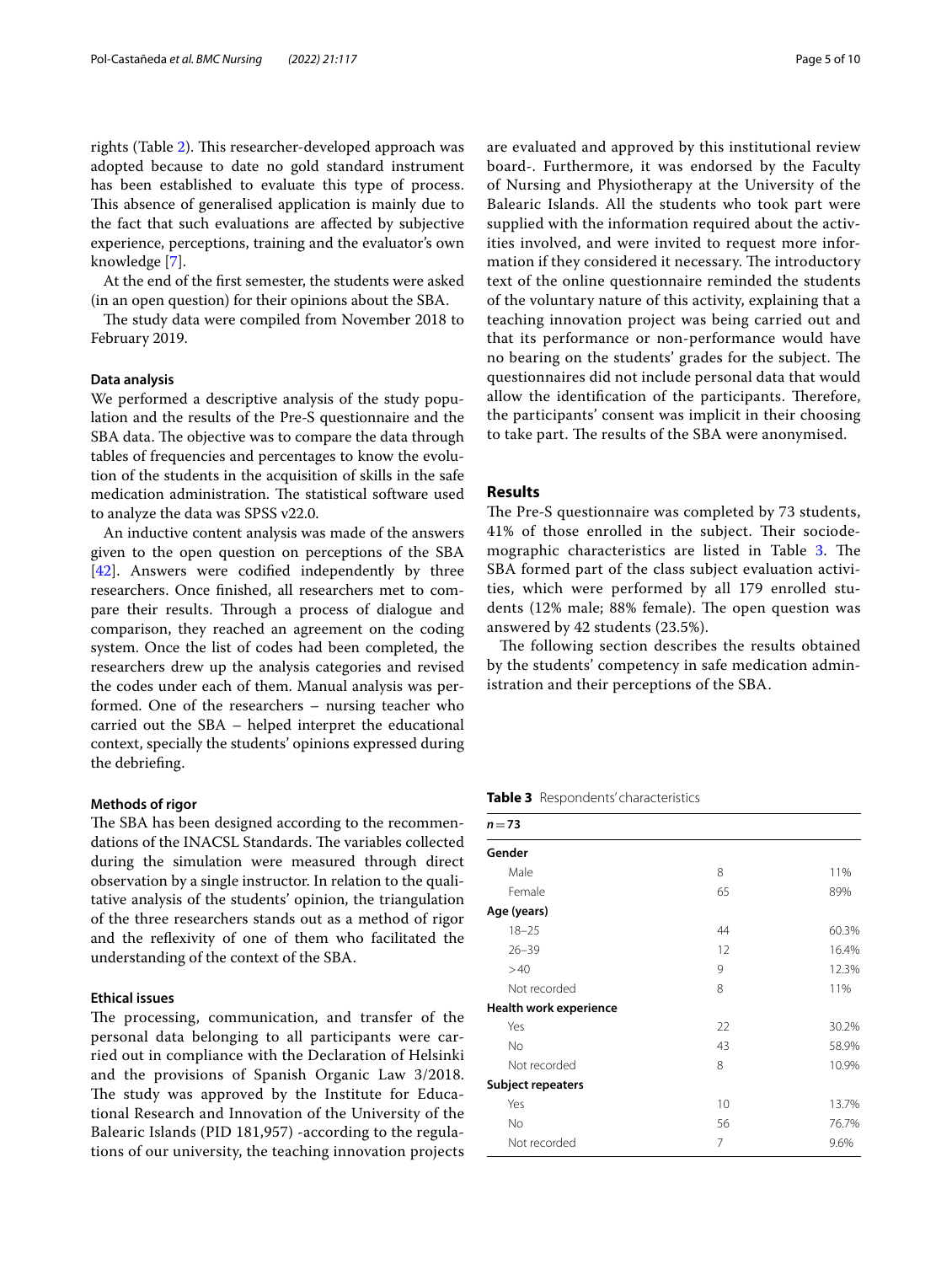rights (Table 2). This researcher-developed approach was adopted because to date no gold standard instrument has been established to evaluate this type of process. This absence of generalised application is mainly due to the fact that such evaluations are affected by subjective experience, perceptions, training and the evaluator's own knowledge [7].

At the end of the first semester, the students were asked (in an open question) for their opinions about the SBA.

The study data were compiled from November 2018 to February 2019.

#### Data analysis

We performed a descriptive analysis of the study population and the results of the Pre-S questionnaire and the SBA data. The objective was to compare the data through tables of frequencies and percentages to know the evolution of the students in the acquisition of skills in the safe medication administration. The statistical software used to analyze the data was SPSS v22.0.

An inductive content analysis was made of the answers given to the open question on perceptions of the SBA [42]. Answers were codified independently by three researchers. Once finished, all researchers met to compare their results. Through a process of dialogue and comparison, they reached an agreement on the coding system. Once the list of codes had been completed, the researchers drew up the analysis categories and revised the codes under each of them. Manual analysis was performed. One of the researchers – nursing teacher who carried out the SBA – helped interpret the educational context, specially the students' opinions expressed during the debriefing.

#### Methods of rigor

The SBA has been designed according to the recommendations of the INACSL Standards. The variables collected during the simulation were measured through direct observation by a single instructor. In relation to the qualitative analysis of the students' opinion, the triangulation of the three researchers stands out as a method of rigor and the reflexivity of one of them who facilitated the understanding of the context of the SBA.

#### Ethical issues

The processing, communication, and transfer of the personal data belonging to all participants were carried out in compliance with the Declaration of Helsinki and the provisions of Spanish Organic Law 3/2018. The study was approved by the Institute for Educational Research and Innovation of the University of the Balearic Islands (PID 181,957) -according to the regulations of our university, the teaching innovation projects are evaluated and approved by this institutional review board-. Furthermore, it was endorsed by the Faculty of Nursing and Physiotherapy at the University of the Balearic Islands. All the students who took part were supplied with the information required about the activities involved, and were invited to request more information if they considered it necessary. The introductory text of the online questionnaire reminded the students of the voluntary nature of this activity, explaining that a teaching innovation project was being carried out and that its performance or non-performance would have no bearing on the students' grades for the subject. The questionnaires did not include personal data that would allow the identification of the participants. Therefore, the participants' consent was implicit in their choosing to take part. The results of the SBA were anonymised.

## Results

The Pre-S questionnaire was completed by 73 students, 41% of those enrolled in the subject. Their sociodemographic characteristics are listed in Table 3. The SBA formed part of the class subject evaluation activities, which were performed by all 179 enrolled students (12% male; 88% female). The open question was answered by 42 students (23.5%).

The following section describes the results obtained by the students' competency in safe medication administration and their perceptions of the SBA.

**Table 3** Respondents' characteristics

| *n* = 73 | | |
|---|---|---|
| **Gender** | | |
| Male | 8 | 11% |
| Female | 65 | 89% |
| **Age (years)** | | |
| 18–25 | 44 | 60.3% |
| 26–39 | 12 | 16.4% |
| > 40 | 9 | 12.3% |
| Not recorded | 8 | 11% |
| **Health work experience** | | |
| Yes | 22 | 30.2% |
| No | 43 | 58.9% |
| Not recorded | 8 | 10.9% |
| **Subject repeaters** | | |
| Yes | 10 | 13.7% |
| No | 56 | 76.7% |
| Not recorded | 7 | 9.6% |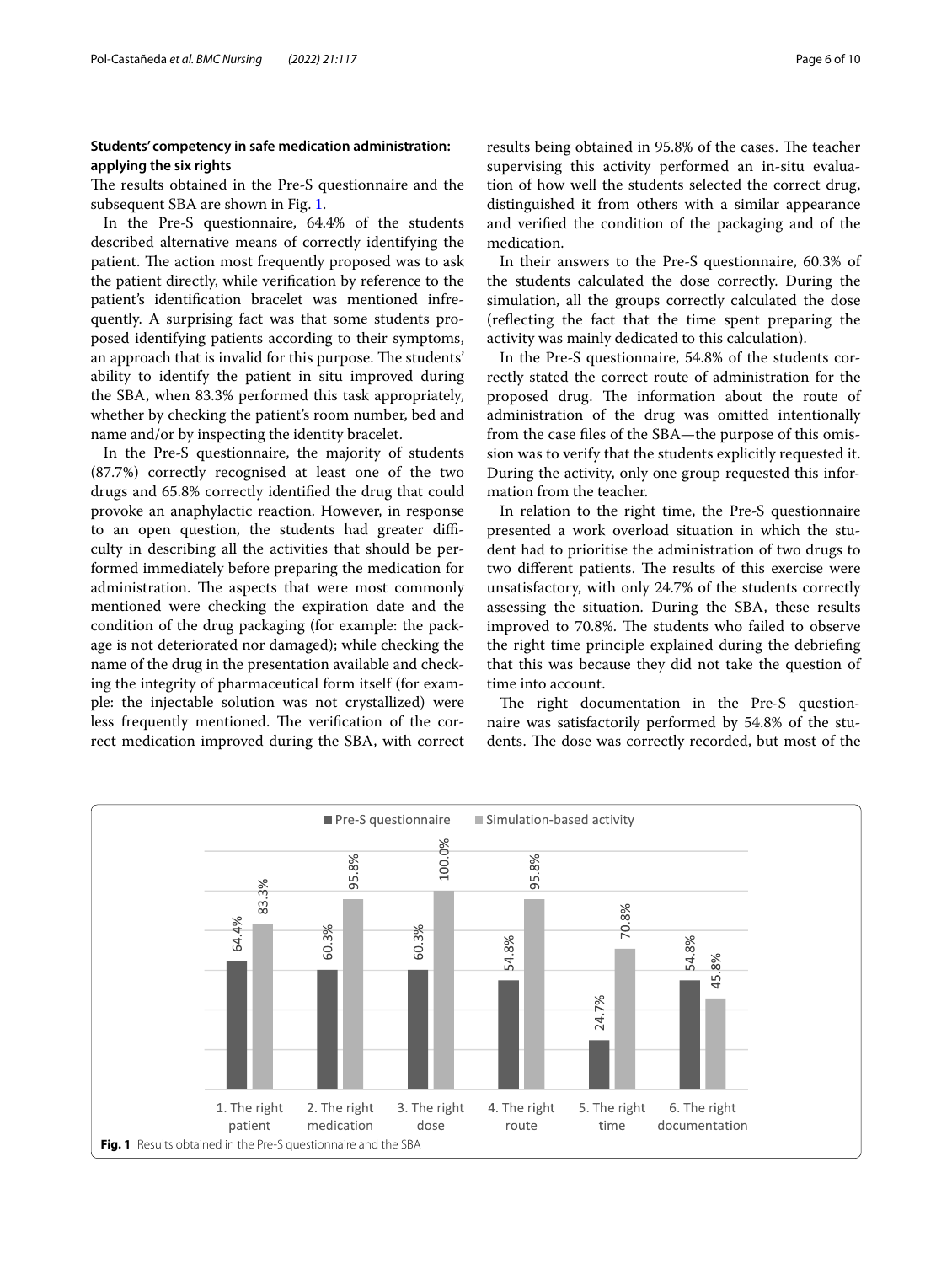### Students' competency in safe medication administration: applying the six rights

The results obtained in the Pre-S questionnaire and the subsequent SBA are shown in Fig. 1.

In the Pre-S questionnaire, 64.4% of the students described alternative means of correctly identifying the patient. The action most frequently proposed was to ask the patient directly, while verification by reference to the patient's identification bracelet was mentioned infrequently. A surprising fact was that some students proposed identifying patients according to their symptoms, an approach that is invalid for this purpose. The students' ability to identify the patient in situ improved during the SBA, when 83.3% performed this task appropriately, whether by checking the patient's room number, bed and name and/or by inspecting the identity bracelet.

In the Pre-S questionnaire, the majority of students (87.7%) correctly recognised at least one of the two drugs and 65.8% correctly identified the drug that could provoke an anaphylactic reaction. However, in response to an open question, the students had greater difficulty in describing all the activities that should be performed immediately before preparing the medication for administration. The aspects that were most commonly mentioned were checking the expiration date and the condition of the drug packaging (for example: the package is not deteriorated nor damaged); while checking the name of the drug in the presentation available and checking the integrity of pharmaceutical form itself (for example: the injectable solution was not crystallized) were less frequently mentioned. The verification of the correct medication improved during the SBA, with correct results being obtained in 95.8% of the cases. The teacher supervising this activity performed an in-situ evaluation of how well the students selected the correct drug, distinguished it from others with a similar appearance and verified the condition of the packaging and of the medication.

In their answers to the Pre-S questionnaire, 60.3% of the students calculated the dose correctly. During the simulation, all the groups correctly calculated the dose (reflecting the fact that the time spent preparing the activity was mainly dedicated to this calculation).

In the Pre-S questionnaire, 54.8% of the students correctly stated the correct route of administration for the proposed drug. The information about the route of administration of the drug was omitted intentionally from the case files of the SBA—the purpose of this omission was to verify that the students explicitly requested it. During the activity, only one group requested this information from the teacher.

In relation to the right time, the Pre-S questionnaire presented a work overload situation in which the student had to prioritise the administration of two drugs to two different patients. The results of this exercise were unsatisfactory, with only 24.7% of the students correctly assessing the situation. During the SBA, these results improved to 70.8%. The students who failed to observe the right time principle explained during the debriefing that this was because they did not take the question of time into account.

The right documentation in the Pre-S questionnaire was satisfactorily performed by 54.8% of the students. The dose was correctly recorded, but most of the

| | Pre-S questionnaire | Simulation-based activity |
|---|---|---|
| 1. The right patient | 64.4% | 83.3% |
| 2. The right medication | 60.3% | 95.8% |
| 3. The right dose | 60.3% | 100.0% |
| 4. The right route | 54.8% | 95.8% |
| 5. The right time | 24.7% | 70.8% |
| 6. The right documentation | 54.8% | 45.8% |

**Fig. 1** Results obtained in the Pre-S questionnaire and the SBA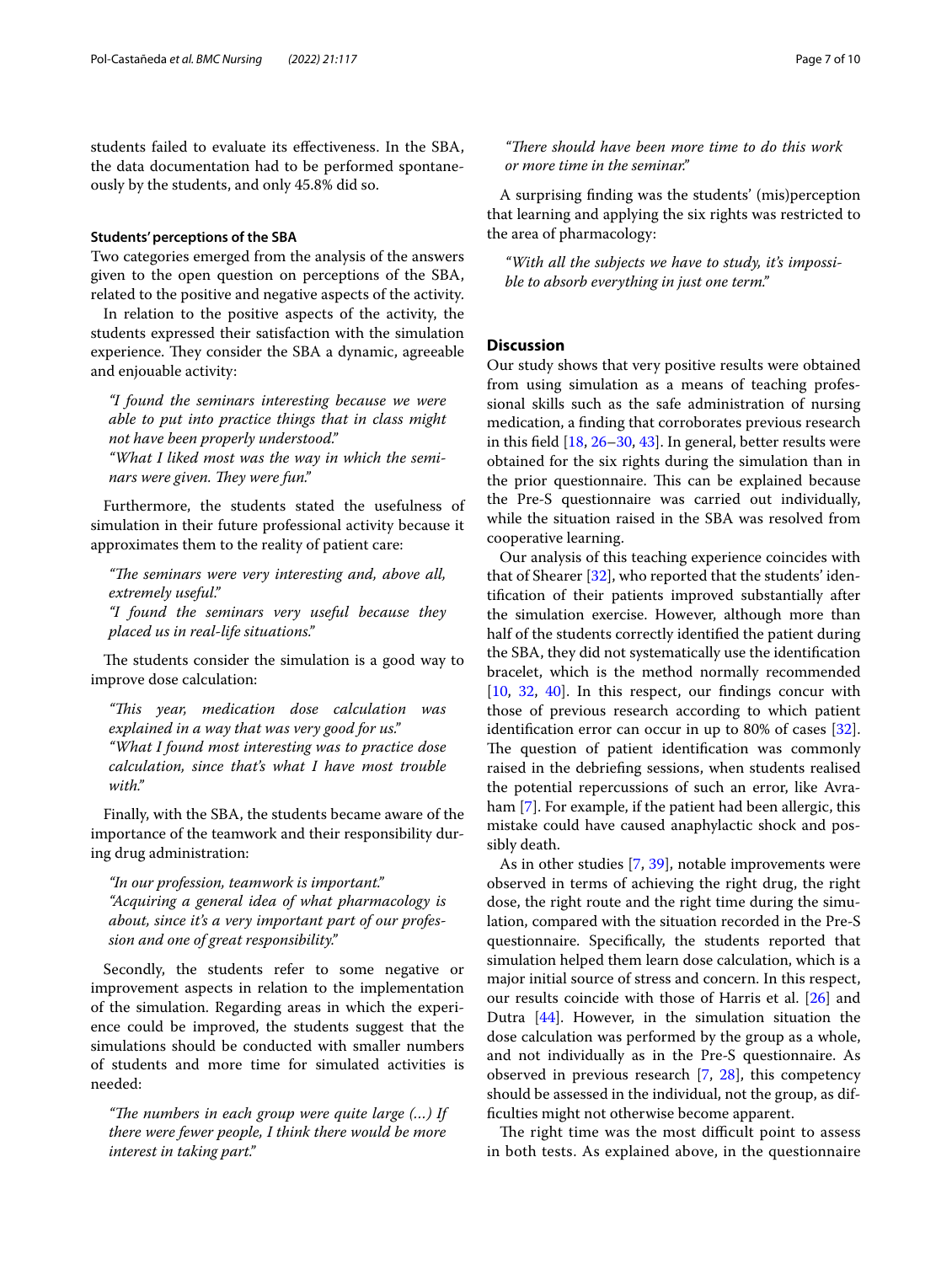students failed to evaluate its effectiveness. In the SBA, the data documentation had to be performed spontaneously by the students, and only 45.8% did so.

#### Students' perceptions of the SBA

Two categories emerged from the analysis of the answers given to the open question on perceptions of the SBA, related to the positive and negative aspects of the activity.

In relation to the positive aspects of the activity, the students expressed their satisfaction with the simulation experience. They consider the SBA a dynamic, agreeable and enjouable activity:

> *"I found the seminars interesting because we were able to put into practice things that in class might not have been properly understood."*
> *"What I liked most was the way in which the seminars were given. They were fun."*

Furthermore, the students stated the usefulness of simulation in their future professional activity because it approximates them to the reality of patient care:

> *"The seminars were very interesting and, above all, extremely useful."*
> *"I found the seminars very useful because they placed us in real-life situations."*

The students consider the simulation is a good way to improve dose calculation:

> *"This year, medication dose calculation was explained in a way that was very good for us."*
> *"What I found most interesting was to practice dose calculation, since that's what I have most trouble with."*

Finally, with the SBA, the students became aware of the importance of the teamwork and their responsibility during drug administration:

> *"In our profession, teamwork is important."*
> *"Acquiring a general idea of what pharmacology is about, since it's a very important part of our profession and one of great responsibility."*

Secondly, the students refer to some negative or improvement aspects in relation to the implementation of the simulation. Regarding areas in which the experience could be improved, the students suggest that the simulations should be conducted with smaller numbers of students and more time for simulated activities is needed:

> *"The numbers in each group were quite large (...) If there were fewer people, I think there would be more interest in taking part."*
> *"There should have been more time to do this work or more time in the seminar."*

A surprising finding was the students' (mis)perception that learning and applying the six rights was restricted to the area of pharmacology:

> *"With all the subjects we have to study, it's impossible to absorb everything in just one term."*

## Discussion

Our study shows that very positive results were obtained from using simulation as a means of teaching professional skills such as the safe administration of nursing medication, a finding that corroborates previous research in this field [18, 26–30, 43]. In general, better results were obtained for the six rights during the simulation than in the prior questionnaire. This can be explained because the Pre-S questionnaire was carried out individually, while the situation raised in the SBA was resolved from cooperative learning.

Our analysis of this teaching experience coincides with that of Shearer [32], who reported that the students' identification of their patients improved substantially after the simulation exercise. However, although more than half of the students correctly identified the patient during the SBA, they did not systematically use the identification bracelet, which is the method normally recommended [10, 32, 40]. In this respect, our findings concur with those of previous research according to which patient identification error can occur in up to 80% of cases [32]. The question of patient identification was commonly raised in the debriefing sessions, when students realised the potential repercussions of such an error, like Avraham [7]. For example, if the patient had been allergic, this mistake could have caused anaphylactic shock and possibly death.

As in other studies [7, 39], notable improvements were observed in terms of achieving the right drug, the right dose, the right route and the right time during the simulation, compared with the situation recorded in the Pre-S questionnaire. Specifically, the students reported that simulation helped them learn dose calculation, which is a major initial source of stress and concern. In this respect, our results coincide with those of Harris et al. [26] and Dutra [44]. However, in the simulation situation the dose calculation was performed by the group as a whole, and not individually as in the Pre-S questionnaire. As observed in previous research [7, 28], this competency should be assessed in the individual, not the group, as difficulties might not otherwise become apparent.

The right time was the most difficult point to assess in both tests. As explained above, in the questionnaire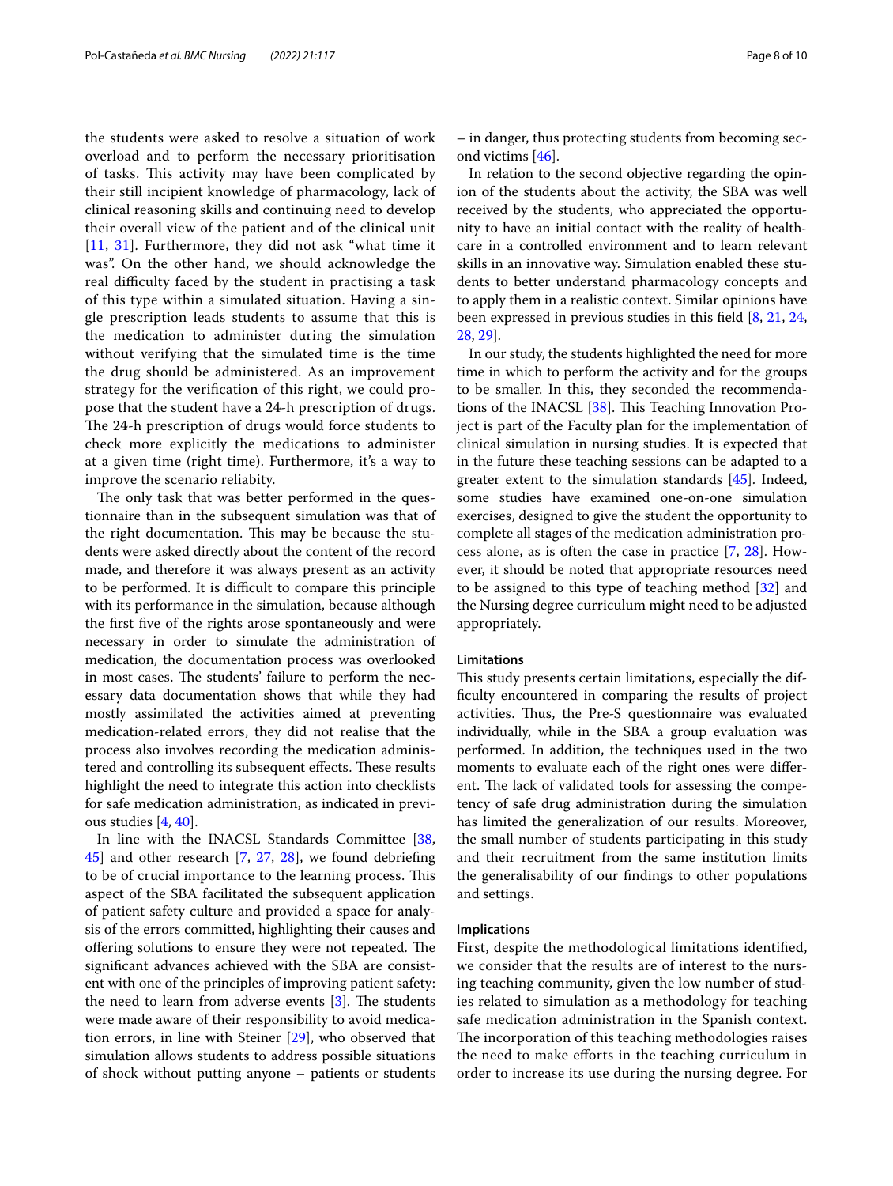the students were asked to resolve a situation of work overload and to perform the necessary prioritisation of tasks. This activity may have been complicated by their still incipient knowledge of pharmacology, lack of clinical reasoning skills and continuing need to develop their overall view of the patient and of the clinical unit [11, 31]. Furthermore, they did not ask "what time it was". On the other hand, we should acknowledge the real difficulty faced by the student in practising a task of this type within a simulated situation. Having a single prescription leads students to assume that this is the medication to administer during the simulation without verifying that the simulated time is the time the drug should be administered. As an improvement strategy for the verification of this right, we could propose that the student have a 24-h prescription of drugs. The 24-h prescription of drugs would force students to check more explicitly the medications to administer at a given time (right time). Furthermore, it's a way to improve the scenario reliabity.

The only task that was better performed in the questionnaire than in the subsequent simulation was that of the right documentation. This may be because the students were asked directly about the content of the record made, and therefore it was always present as an activity to be performed. It is difficult to compare this principle with its performance in the simulation, because although the first five of the rights arose spontaneously and were necessary in order to simulate the administration of medication, the documentation process was overlooked in most cases. The students' failure to perform the necessary data documentation shows that while they had mostly assimilated the activities aimed at preventing medication-related errors, they did not realise that the process also involves recording the medication administered and controlling its subsequent effects. These results highlight the need to integrate this action into checklists for safe medication administration, as indicated in previous studies [4, 40].

In line with the INACSL Standards Committee [38, 45] and other research [7, 27, 28], we found debriefing to be of crucial importance to the learning process. This aspect of the SBA facilitated the subsequent application of patient safety culture and provided a space for analysis of the errors committed, highlighting their causes and offering solutions to ensure they were not repeated. The significant advances achieved with the SBA are consistent with one of the principles of improving patient safety: the need to learn from adverse events [3]. The students were made aware of their responsibility to avoid medication errors, in line with Steiner [29], who observed that simulation allows students to address possible situations of shock without putting anyone – patients or students – in danger, thus protecting students from becoming second victims [46].

In relation to the second objective regarding the opinion of the students about the activity, the SBA was well received by the students, who appreciated the opportunity to have an initial contact with the reality of healthcare in a controlled environment and to learn relevant skills in an innovative way. Simulation enabled these students to better understand pharmacology concepts and to apply them in a realistic context. Similar opinions have been expressed in previous studies in this field [8, 21, 24, 28, 29].

In our study, the students highlighted the need for more time in which to perform the activity and for the groups to be smaller. In this, they seconded the recommendations of the INACSL [38]. This Teaching Innovation Project is part of the Faculty plan for the implementation of clinical simulation in nursing studies. It is expected that in the future these teaching sessions can be adapted to a greater extent to the simulation standards [45]. Indeed, some studies have examined one-on-one simulation exercises, designed to give the student the opportunity to complete all stages of the medication administration process alone, as is often the case in practice [7, 28]. However, it should be noted that appropriate resources need to be assigned to this type of teaching method [32] and the Nursing degree curriculum might need to be adjusted appropriately.

#### Limitations

This study presents certain limitations, especially the difficulty encountered in comparing the results of project activities. Thus, the Pre-S questionnaire was evaluated individually, while in the SBA a group evaluation was performed. In addition, the techniques used in the two moments to evaluate each of the right ones were different. The lack of validated tools for assessing the competency of safe drug administration during the simulation has limited the generalization of our results. Moreover, the small number of students participating in this study and their recruitment from the same institution limits the generalisability of our findings to other populations and settings.

#### Implications

First, despite the methodological limitations identified, we consider that the results are of interest to the nursing teaching community, given the low number of studies related to simulation as a methodology for teaching safe medication administration in the Spanish context. The incorporation of this teaching methodologies raises the need to make efforts in the teaching curriculum in order to increase its use during the nursing degree. For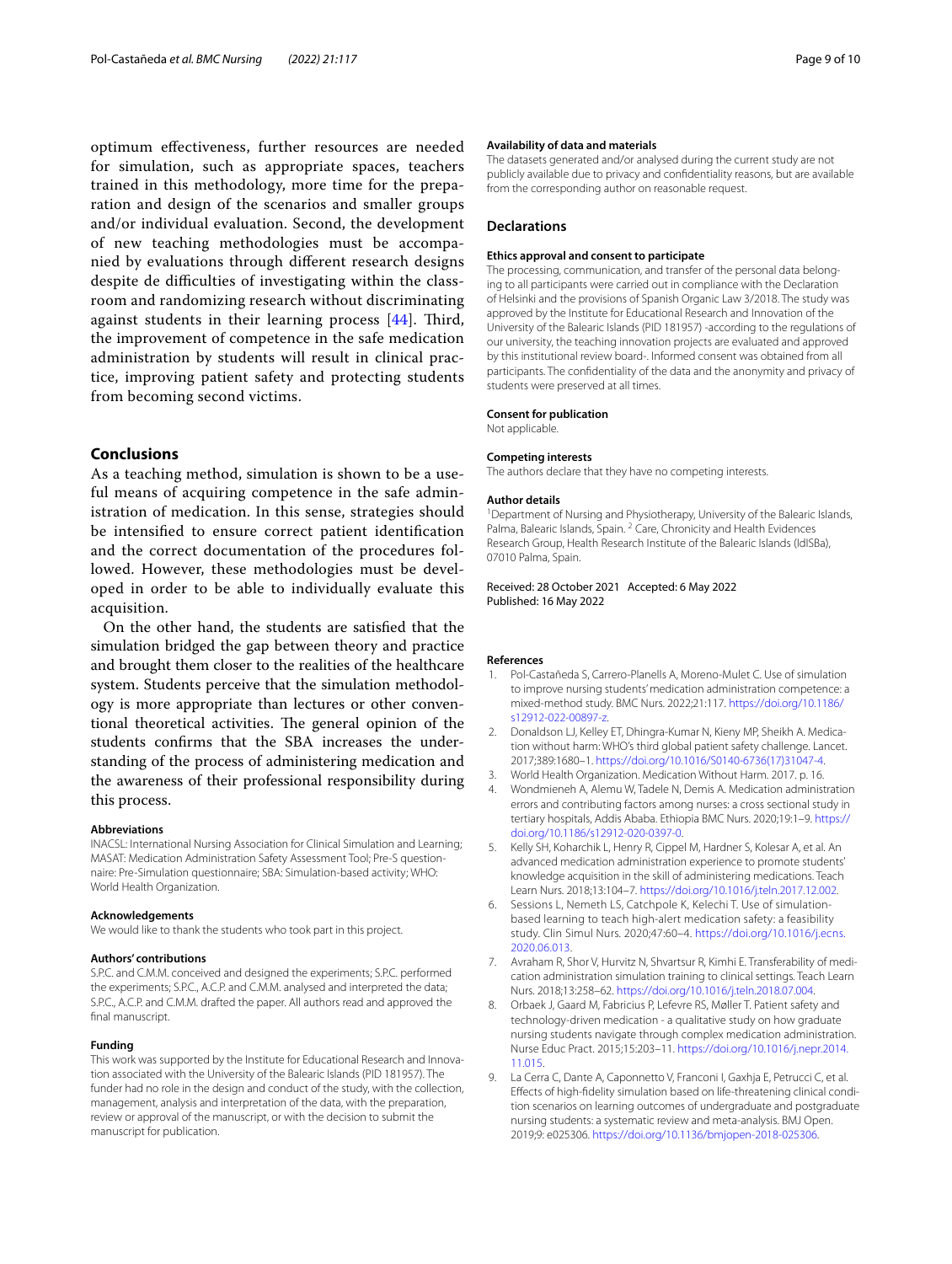optimum effectiveness, further resources are needed for simulation, such as appropriate spaces, teachers trained in this methodology, more time for the preparation and design of the scenarios and smaller groups and/or individual evaluation. Second, the development of new teaching methodologies must be accompanied by evaluations through different research designs despite de difficulties of investigating within the classroom and randomizing research without discriminating against students in their learning process [44]. Third, the improvement of competence in the safe medication administration by students will result in clinical practice, improving patient safety and protecting students from becoming second victims.

## Conclusions

As a teaching method, simulation is shown to be a useful means of acquiring competence in the safe administration of medication. In this sense, strategies should be intensified to ensure correct patient identification and the correct documentation of the procedures followed. However, these methodologies must be developed in order to be able to individually evaluate this acquisition.

On the other hand, the students are satisfied that the simulation bridged the gap between theory and practice and brought them closer to the realities of the healthcare system. Students perceive that the simulation methodology is more appropriate than lectures or other conventional theoretical activities. The general opinion of the students confirms that the SBA increases the understanding of the process of administering medication and the awareness of their professional responsibility during this process.

#### Abbreviations

INACSL: International Nursing Association for Clinical Simulation and Learning; MASAT: Medication Administration Safety Assessment Tool; Pre-S questionnaire: Pre-Simulation questionnaire; SBA: Simulation-based activity; WHO: World Health Organization.

#### Acknowledgements

We would like to thank the students who took part in this project.

#### Authors' contributions

S.P.C. and C.M.M. conceived and designed the experiments; S.P.C. performed the experiments; S.P.C., A.C.P. and C.M.M. analysed and interpreted the data; S.P.C., A.C.P. and C.M.M. drafted the paper. All authors read and approved the final manuscript.

#### Funding

This work was supported by the Institute for Educational Research and Innovation associated with the University of the Balearic Islands (PID 181957). The funder had no role in the design and conduct of the study, with the collection, management, analysis and interpretation of the data, with the preparation, review or approval of the manuscript, or with the decision to submit the manuscript for publication.

#### Availability of data and materials

The datasets generated and/or analysed during the current study are not publicly available due to privacy and confidentiality reasons, but are available from the corresponding author on reasonable request.

### Declarations

#### Ethics approval and consent to participate

The processing, communication, and transfer of the personal data belonging to all participants were carried out in compliance with the Declaration of Helsinki and the provisions of Spanish Organic Law 3/2018. The study was approved by the Institute for Educational Research and Innovation of the University of the Balearic Islands (PID 181957) -according to the regulations of our university, the teaching innovation projects are evaluated and approved by this institutional review board-. Informed consent was obtained from all participants. The confidentiality of the data and the anonymity and privacy of students were preserved at all times.

#### Consent for publication

Not applicable.

#### Competing interests

The authors declare that they have no competing interests.

#### Author details

[1] Department of Nursing and Physiotherapy, University of the Balearic Islands, Palma, Balearic Islands, Spain. [2] Care, Chronicity and Health Evidences Research Group, Health Research Institute of the Balearic Islands (IdISBa), 07010 Palma, Spain.

Received: 28 October 2021 Accepted: 6 May 2022
Published: 16 May 2022

#### References

1. Pol-Castañeda S, Carrero-Planells A, Moreno-Mulet C. Use of simulation to improve nursing students' medication administration competence: a mixed-method study. BMC Nurs. 2022;21:117. https://doi.org/10.1186/s12912-022-00897-z.
2. Donaldson LJ, Kelley ET, Dhingra-Kumar N, Kieny MP, Sheikh A. Medication without harm: WHO's third global patient safety challenge. Lancet. 2017;389:1680–1. https://doi.org/10.1016/S0140-6736(17)31047-4.
3. World Health Organization. Medication Without Harm. 2017. p. 16.
4. Wondmieneh A, Alemu W, Tadele N, Demis A. Medication administration errors and contributing factors among nurses: a cross sectional study in tertiary hospitals, Addis Ababa. Ethiopia BMC Nurs. 2020;19:1–9. https://doi.org/10.1186/s12912-020-0397-0.
5. Kelly SH, Koharchik L, Henry R, Cippel M, Hardner S, Kolesar A, et al. An advanced medication administration experience to promote students' knowledge acquisition in the skill of administering medications. Teach Learn Nurs. 2018;13:104–7. https://doi.org/10.1016/j.teln.2017.12.002.
6. Sessions L, Nemeth LS, Catchpole K, Kelechi T. Use of simulation-based learning to teach high-alert medication safety: a feasibility study. Clin Simul Nurs. 2020;47:60–4. https://doi.org/10.1016/j.ecns.2020.06.013.
7. Avraham R, Shor V, Hurvitz N, Shvartsur R, Kimhi E. Transferability of medication administration simulation training to clinical settings. Teach Learn Nurs. 2018;13:258–62. https://doi.org/10.1016/j.teln.2018.07.004.
8. Orbaek J, Gaard M, Fabricius P, Lefevre RS, Møller T. Patient safety and technology-driven medication - a qualitative study on how graduate nursing students navigate through complex medication administration. Nurse Educ Pract. 2015;15:203–11. https://doi.org/10.1016/j.nepr.2014.11.015.
9. La Cerra C, Dante A, Caponnetto V, Franconi I, Gaxhja E, Petrucci C, et al. Effects of high-fidelity simulation based on life-threatening clinical condition scenarios on learning outcomes of undergraduate and postgraduate nursing students: a systematic review and meta-analysis. BMJ Open. 2019;9: e025306. https://doi.org/10.1136/bmjopen-2018-025306.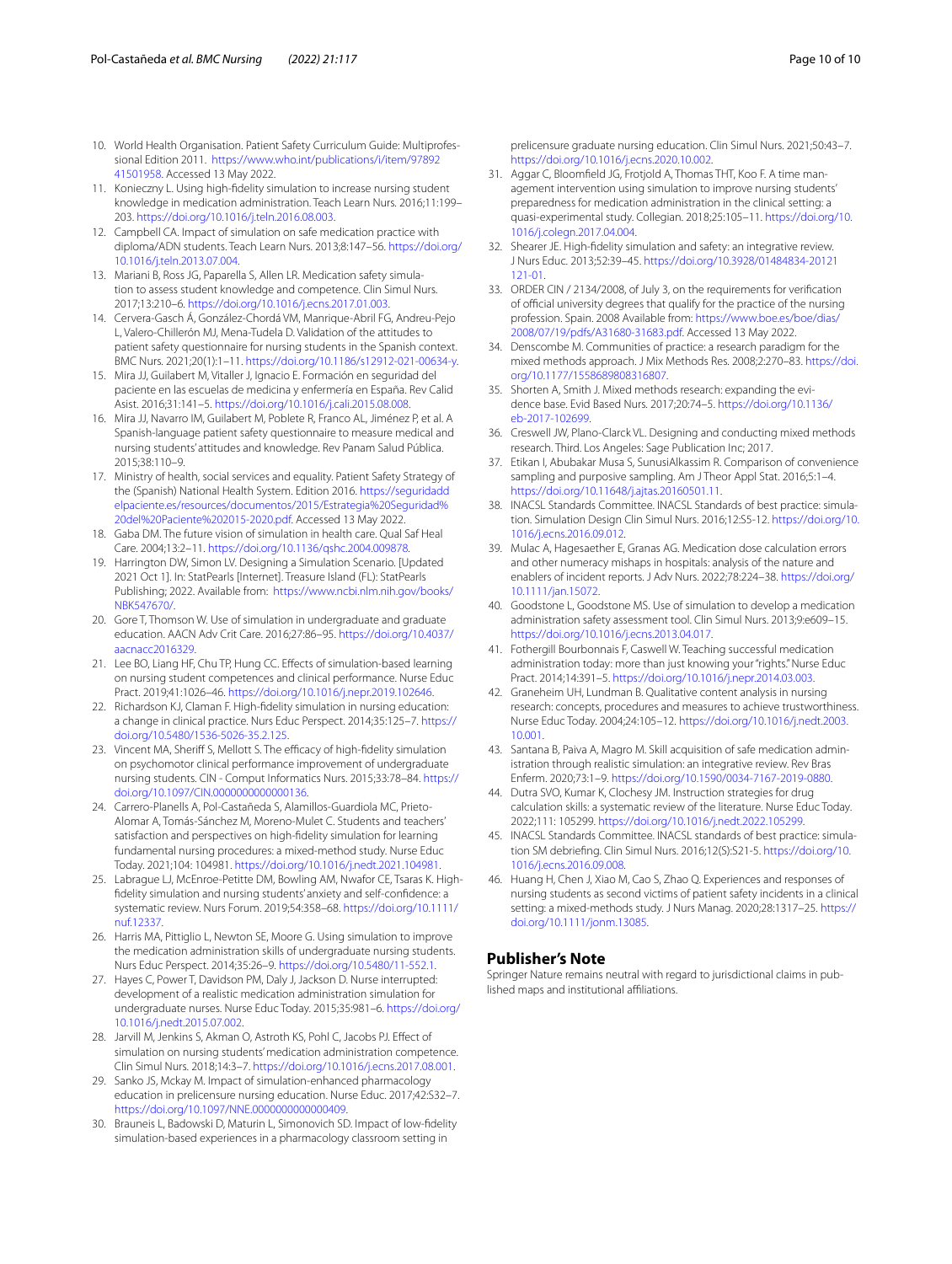10. World Health Organisation. Patient Safety Curriculum Guide: Multiprofessional Edition 2011. https://www.who.int/publications/i/item/9789241501958. Accessed 13 May 2022.
11. Konieczny L. Using high-fidelity simulation to increase nursing student knowledge in medication administration. Teach Learn Nurs. 2016;11:199–203. https://doi.org/10.1016/j.teln.2016.08.003.
12. Campbell CA. Impact of simulation on safe medication practice with diploma/ADN students. Teach Learn Nurs. 2013;8:147–56. https://doi.org/10.1016/j.teln.2013.07.004.
13. Mariani B, Ross JG, Paparella S, Allen LR. Medication safety simulation to assess student knowledge and competence. Clin Simul Nurs. 2017;13:210–6. https://doi.org/10.1016/j.ecns.2017.01.003.
14. Cervera-Gasch Á, González-Chordá VM, Manrique-Abril FG, Andreu-Pejo L, Valero-Chillerón MJ, Mena-Tudela D. Validation of the attitudes to patient safety questionnaire for nursing students in the Spanish context. BMC Nurs. 2021;20(1):1–11. https://doi.org/10.1186/s12912-021-00634-y.
15. Mira JJ, Guilabert M, Vitaller J, Ignacio E. Formación en seguridad del paciente en las escuelas de medicina y enfermería en España. Rev Calid Asist. 2016;31:141–5. https://doi.org/10.1016/j.cali.2015.08.008.
16. Mira JJ, Navarro IM, Guilabert M, Poblete R, Franco AL, Jiménez P, et al. A Spanish-language patient safety questionnaire to measure medical and nursing students' attitudes and knowledge. Rev Panam Salud Pública. 2015;38:110–9.
17. Ministry of health, social services and equality. Patient Safety Strategy of the (Spanish) National Health System. Edition 2016. https://seguridaddelpaciente.es/resources/documentos/2015/Estrategia%20Seguridad%20del%20Paciente%202015-2020.pdf. Accessed 13 May 2022.
18. Gaba DM. The future vision of simulation in health care. Qual Saf Heal Care. 2004;13:2–11. https://doi.org/10.1136/qshc.2004.009878.
19. Harrington DW, Simon LV. Designing a Simulation Scenario. [Updated 2021 Oct 1]. In: StatPearls [Internet]. Treasure Island (FL): StatPearls Publishing; 2022. Available from: https://www.ncbi.nlm.nih.gov/books/NBK547670/.
20. Gore T, Thomson W. Use of simulation in undergraduate and graduate education. AACN Adv Crit Care. 2016;27:86–95. https://doi.org/10.4037/aacnacc2016329.
21. Lee BO, Liang HF, Chu TP, Hung CC. Effects of simulation-based learning on nursing student competences and clinical performance. Nurse Educ Pract. 2019;41:1026–46. https://doi.org/10.1016/j.nepr.2019.102646.
22. Richardson KJ, Claman F. High-fidelity simulation in nursing education: a change in clinical practice. Nurs Educ Perspect. 2014;35:125–7. https://doi.org/10.5480/1536-5026-35.2.125.
23. Vincent MA, Sheriff S, Mellott S. The efficacy of high-fidelity simulation on psychomotor clinical performance improvement of undergraduate nursing students. CIN - Comput Informatics Nurs. 2015;33:78–84. https://doi.org/10.1097/CIN.0000000000000136.
24. Carrero-Planells A, Pol-Castañeda S, Alamillos-Guardiola MC, Prieto-Alomar A, Tomás-Sánchez M, Moreno-Mulet C. Students and teachers' satisfaction and perspectives on high-fidelity simulation for learning fundamental nursing procedures: a mixed-method study. Nurse Educ Today. 2021;104: 104981. https://doi.org/10.1016/j.nedt.2021.104981.
25. Labrague LJ, McEnroe-Petitte DM, Bowling AM, Nwafor CE, Tsaras K. High-fidelity simulation and nursing students' anxiety and self-confidence: a systematic review. Nurs Forum. 2019;54:358–68. https://doi.org/10.1111/nuf.12337.
26. Harris MA, Pittiglio L, Newton SE, Moore G. Using simulation to improve the medication administration skills of undergraduate nursing students. Nurs Educ Perspect. 2014;35:26–9. https://doi.org/10.5480/11-552.1.
27. Hayes C, Power T, Davidson PM, Daly J, Jackson D. Nurse interrupted: development of a realistic medication administration simulation for undergraduate nurses. Nurse Educ Today. 2015;35:981–6. https://doi.org/10.1016/j.nedt.2015.07.002.
28. Jarvill M, Jenkins S, Akman O, Astroth KS, Pohl C, Jacobs PJ. Effect of simulation on nursing students' medication administration competence. Clin Simul Nurs. 2018;14:3–7. https://doi.org/10.1016/j.ecns.2017.08.001.
29. Sanko JS, Mckay M. Impact of simulation-enhanced pharmacology education in prelicensure nursing education. Nurse Educ. 2017;42:S32–7. https://doi.org/10.1097/NNE.0000000000000409.
30. Brauneis L, Badowski D, Maturin L, Simonovich SD. Impact of low-fidelity simulation-based experiences in a pharmacology classroom setting in prelicensure graduate nursing education. Clin Simul Nurs. 2021;50:43–7. https://doi.org/10.1016/j.ecns.2020.10.002.
31. Aggar C, Bloomfield JG, Frotjold A, Thomas THT, Koo F. A time management intervention using simulation to improve nursing students' preparedness for medication administration in the clinical setting: a quasi-experimental study. Collegian. 2018;25:105–11. https://doi.org/10.1016/j.colegn.2017.04.004.
32. Shearer JE. High-fidelity simulation and safety: an integrative review. J Nurs Educ. 2013;52:39–45. https://doi.org/10.3928/01484834-20121121-01.
33. ORDER CIN / 2134/2008, of July 3, on the requirements for verification of official university degrees that qualify for the practice of the nursing profession. Spain. 2008 Available from: https://www.boe.es/boe/dias/2008/07/19/pdfs/A31680-31683.pdf. Accessed 13 May 2022.
34. Denscombe M. Communities of practice: a research paradigm for the mixed methods approach. J Mix Methods Res. 2008;2:270–83. https://doi.org/10.1177/1558689808316807.
35. Shorten A, Smith J. Mixed methods research: expanding the evidence base. Evid Based Nurs. 2017;20:74–5. https://doi.org/10.1136/eb-2017-102699.
36. Creswell JW, Plano-Clarck VL. Designing and conducting mixed methods research. Third. Los Angeles: Sage Publication Inc; 2017.
37. Etikan I, Abubakar Musa S, SunusiAlkassim R. Comparison of convenience sampling and purposive sampling. Am J Theor Appl Stat. 2016;5:1–4. https://doi.org/10.11648/j.ajtas.20160501.11.
38. INACSL Standards Committee. INACSL Standards of best practice: simulation. Simulation Design Clin Simul Nurs. 2016;12:S5-12. https://doi.org/10.1016/j.ecns.2016.09.012.
39. Mulac A, Hagesaether E, Granas AG. Medication dose calculation errors and other numeracy mishaps in hospitals: analysis of the nature and enablers of incident reports. J Adv Nurs. 2022;78:224–38. https://doi.org/10.1111/jan.15072.
40. Goodstone L, Goodstone MS. Use of simulation to develop a medication administration safety assessment tool. Clin Simul Nurs. 2013;9:e609–15. https://doi.org/10.1016/j.ecns.2013.04.017.
41. Fothergill Bourbonnais F, Caswell W. Teaching successful medication administration today: more than just knowing your "rights." Nurse Educ Pract. 2014;14:391–5. https://doi.org/10.1016/j.nepr.2014.03.003.
42. Graneheim UH, Lundman B. Qualitative content analysis in nursing research: concepts, procedures and measures to achieve trustworthiness. Nurse Educ Today. 2004;24:105–12. https://doi.org/10.1016/j.nedt.2003.10.001.
43. Santana B, Paiva A, Magro M. Skill acquisition of safe medication administration through realistic simulation: an integrative review. Rev Bras Enferm. 2020;73:1–9. https://doi.org/10.1590/0034-7167-2019-0880.
44. Dutra SVO, Kumar K, Clochesy JM. Instruction strategies for drug calculation skills: a systematic review of the literature. Nurse Educ Today. 2022;111: 105299. https://doi.org/10.1016/j.nedt.2022.105299.
45. INACSL Standards Committee. INACSL standards of best practice: simulation SM debriefing. Clin Simul Nurs. 2016;12(S):S21-5. https://doi.org/10.1016/j.ecns.2016.09.008.
46. Huang H, Chen J, Xiao M, Cao S, Zhao Q. Experiences and responses of nursing students as second victims of patient safety incidents in a clinical setting: a mixed-methods study. J Nurs Manag. 2020;28:1317–25. https://doi.org/10.1111/jonm.13085.

## Publisher's Note

Springer Nature remains neutral with regard to jurisdictional claims in published maps and institutional affiliations.